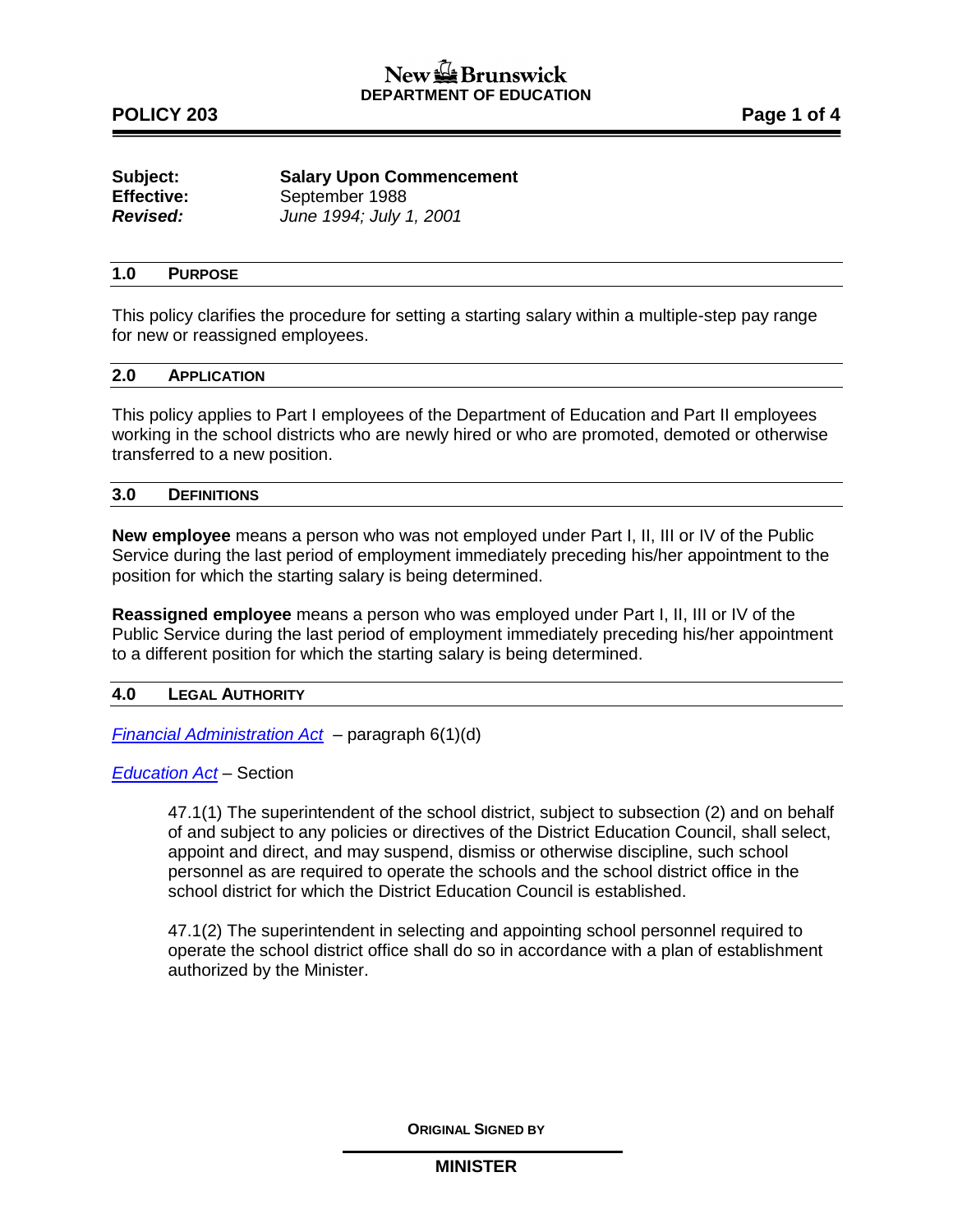**New Brunswick**
**DEPARTMENT OF EDUCATION**

**POLICY 203**

| | |
|---|---|
| **Subject:** | **Salary Upon Commencement** |
| **Effective:** | September 1988 |
| ***Revised:*** | *June 1994; July 1, 2001* |

## 1.0 PURPOSE

This policy clarifies the procedure for setting a starting salary within a multiple-step pay range for new or reassigned employees.

## 2.0 APPLICATION

This policy applies to Part I employees of the Department of Education and Part II employees working in the school districts who are newly hired or who are promoted, demoted or otherwise transferred to a new position.

## 3.0 DEFINITIONS

**New employee** means a person who was not employed under Part I, II, III or IV of the Public Service during the last period of employment immediately preceding his/her appointment to the position for which the starting salary is being determined.

**Reassigned employee** means a person who was employed under Part I, II, III or IV of the Public Service during the last period of employment immediately preceding his/her appointment to a different position for which the starting salary is being determined.

## 4.0 LEGAL AUTHORITY

*Financial Administration Act* – paragraph 6(1)(d)

*Education Act* – Section

> 47.1(1) The superintendent of the school district, subject to subsection (2) and on behalf of and subject to any policies or directives of the District Education Council, shall select, appoint and direct, and may suspend, dismiss or otherwise discipline, such school personnel as are required to operate the schools and the school district office in the school district for which the District Education Council is established.
>
> 47.1(2) The superintendent in selecting and appointing school personnel required to operate the school district office shall do so in accordance with a plan of establishment authorized by the Minister.

**ORIGINAL SIGNED BY**

**MINISTER**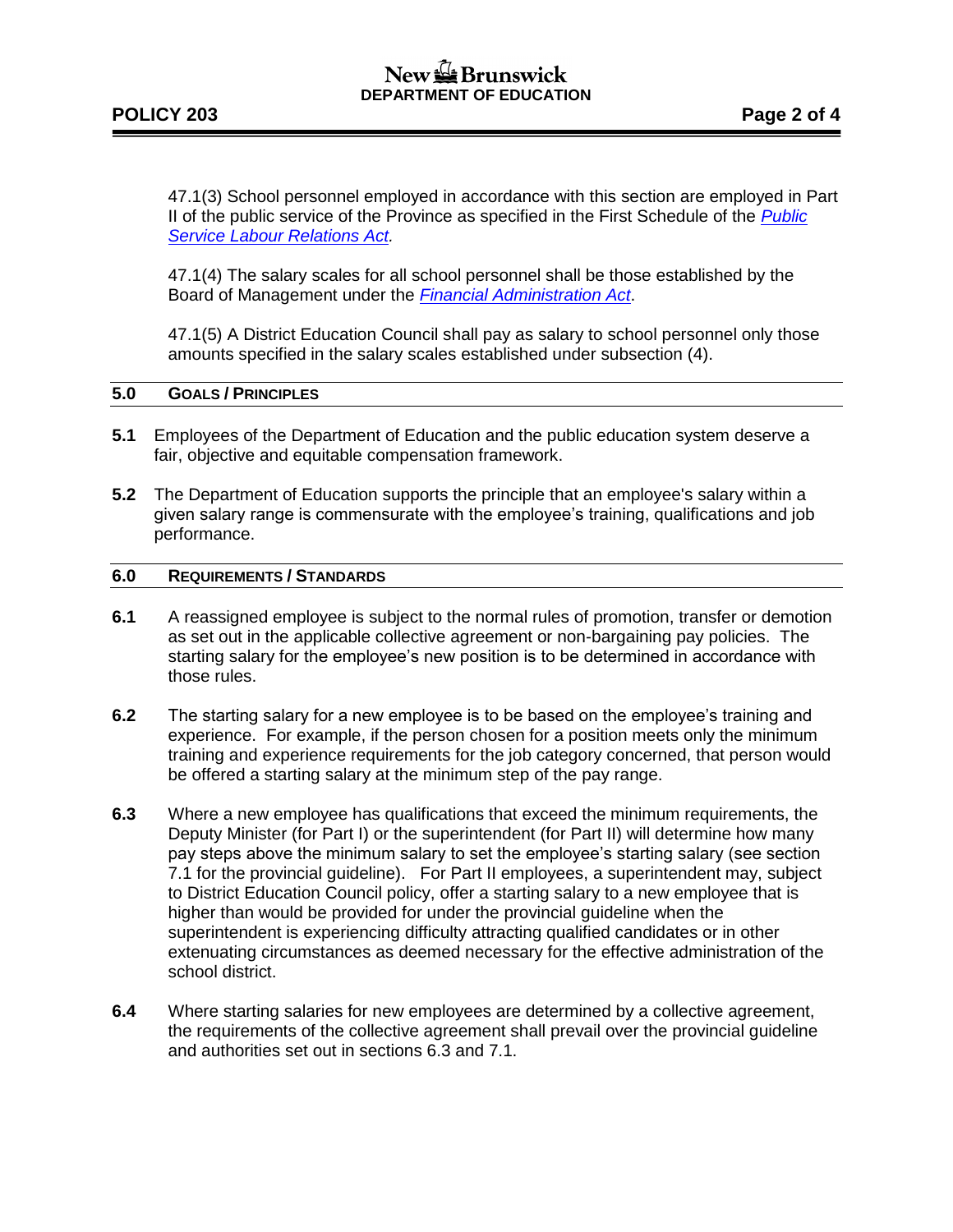47.1(3) School personnel employed in accordance with this section are employed in Part II of the public service of the Province as specified in the First Schedule of the *Public Service Labour Relations Act.*

47.1(4) The salary scales for all school personnel shall be those established by the Board of Management under the *Financial Administration Act*.

47.1(5) A District Education Council shall pay as salary to school personnel only those amounts specified in the salary scales established under subsection (4).

## 5.0 GOALS / PRINCIPLES

**5.1** Employees of the Department of Education and the public education system deserve a fair, objective and equitable compensation framework.

**5.2** The Department of Education supports the principle that an employee's salary within a given salary range is commensurate with the employee's training, qualifications and job performance.

## 6.0 REQUIREMENTS / STANDARDS

**6.1** A reassigned employee is subject to the normal rules of promotion, transfer or demotion as set out in the applicable collective agreement or non-bargaining pay policies. The starting salary for the employee's new position is to be determined in accordance with those rules.

**6.2** The starting salary for a new employee is to be based on the employee's training and experience. For example, if the person chosen for a position meets only the minimum training and experience requirements for the job category concerned, that person would be offered a starting salary at the minimum step of the pay range.

**6.3** Where a new employee has qualifications that exceed the minimum requirements, the Deputy Minister (for Part I) or the superintendent (for Part II) will determine how many pay steps above the minimum salary to set the employee's starting salary (see section 7.1 for the provincial guideline). For Part II employees, a superintendent may, subject to District Education Council policy, offer a starting salary to a new employee that is higher than would be provided for under the provincial guideline when the superintendent is experiencing difficulty attracting qualified candidates or in other extenuating circumstances as deemed necessary for the effective administration of the school district.

**6.4** Where starting salaries for new employees are determined by a collective agreement, the requirements of the collective agreement shall prevail over the provincial guideline and authorities set out in sections 6.3 and 7.1.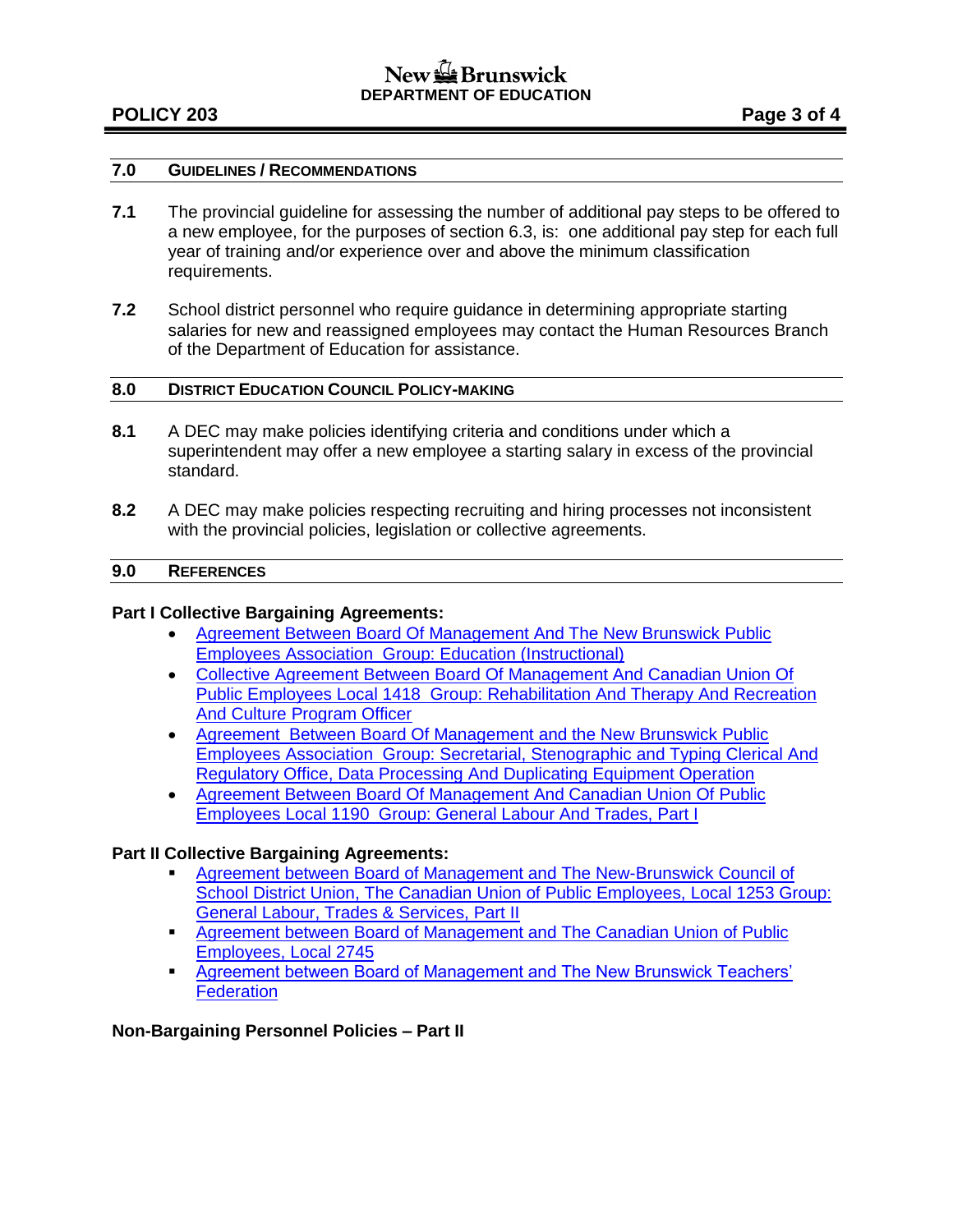## 7.0 GUIDELINES / RECOMMENDATIONS

**7.1** The provincial guideline for assessing the number of additional pay steps to be offered to a new employee, for the purposes of section 6.3, is: one additional pay step for each full year of training and/or experience over and above the minimum classification requirements.

**7.2** School district personnel who require guidance in determining appropriate starting salaries for new and reassigned employees may contact the Human Resources Branch of the Department of Education for assistance.

## 8.0 DISTRICT EDUCATION COUNCIL POLICY-MAKING

**8.1** A DEC may make policies identifying criteria and conditions under which a superintendent may offer a new employee a starting salary in excess of the provincial standard.

**8.2** A DEC may make policies respecting recruiting and hiring processes not inconsistent with the provincial policies, legislation or collective agreements.

## 9.0 REFERENCES

**Part I Collective Bargaining Agreements:**

- Agreement Between Board Of Management And The New Brunswick Public Employees Association Group: Education (Instructional)
- Collective Agreement Between Board Of Management And Canadian Union Of Public Employees Local 1418 Group: Rehabilitation And Therapy And Recreation And Culture Program Officer
- Agreement Between Board Of Management and the New Brunswick Public Employees Association Group: Secretarial, Stenographic and Typing Clerical And Regulatory Office, Data Processing And Duplicating Equipment Operation
- Agreement Between Board Of Management And Canadian Union Of Public Employees Local 1190 Group: General Labour And Trades, Part I

**Part II Collective Bargaining Agreements:**

- Agreement between Board of Management and The New-Brunswick Council of School District Union, The Canadian Union of Public Employees, Local 1253 Group: General Labour, Trades & Services, Part II
- Agreement between Board of Management and The Canadian Union of Public Employees, Local 2745
- Agreement between Board of Management and The New Brunswick Teachers' Federation

**Non-Bargaining Personnel Policies – Part II**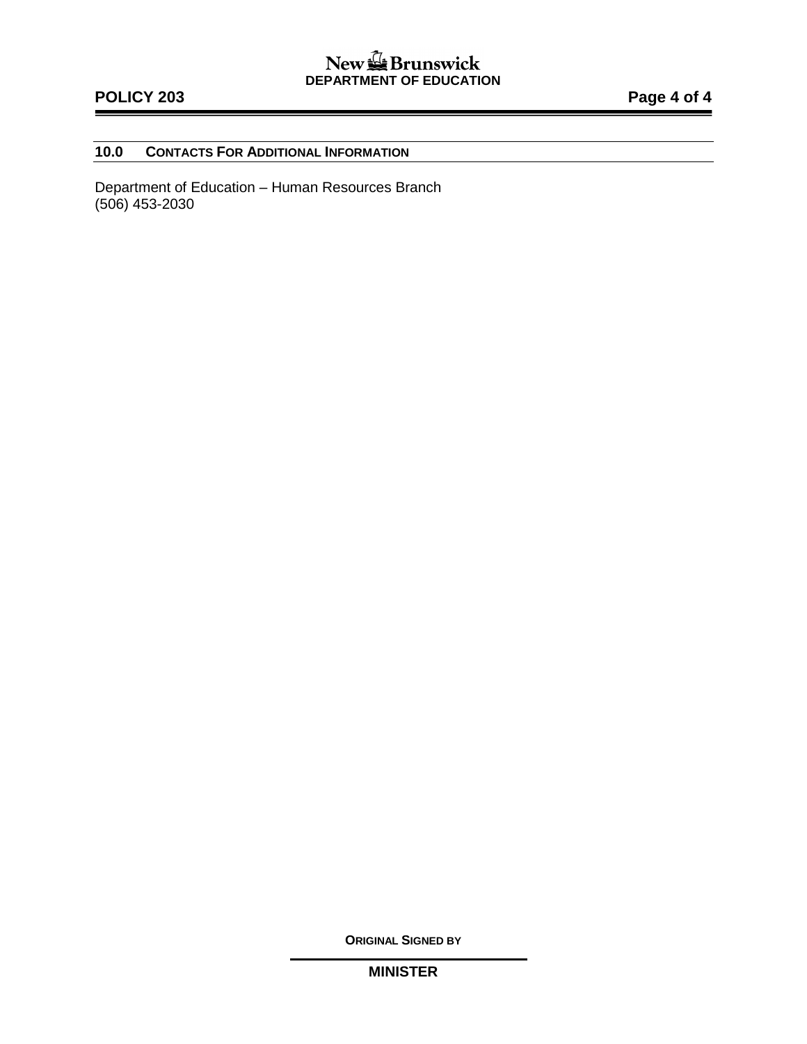## 10.0 CONTACTS FOR ADDITIONAL INFORMATION

Department of Education – Human Resources Branch
(506) 453-2030

**ORIGINAL SIGNED BY**

---

**MINISTER**